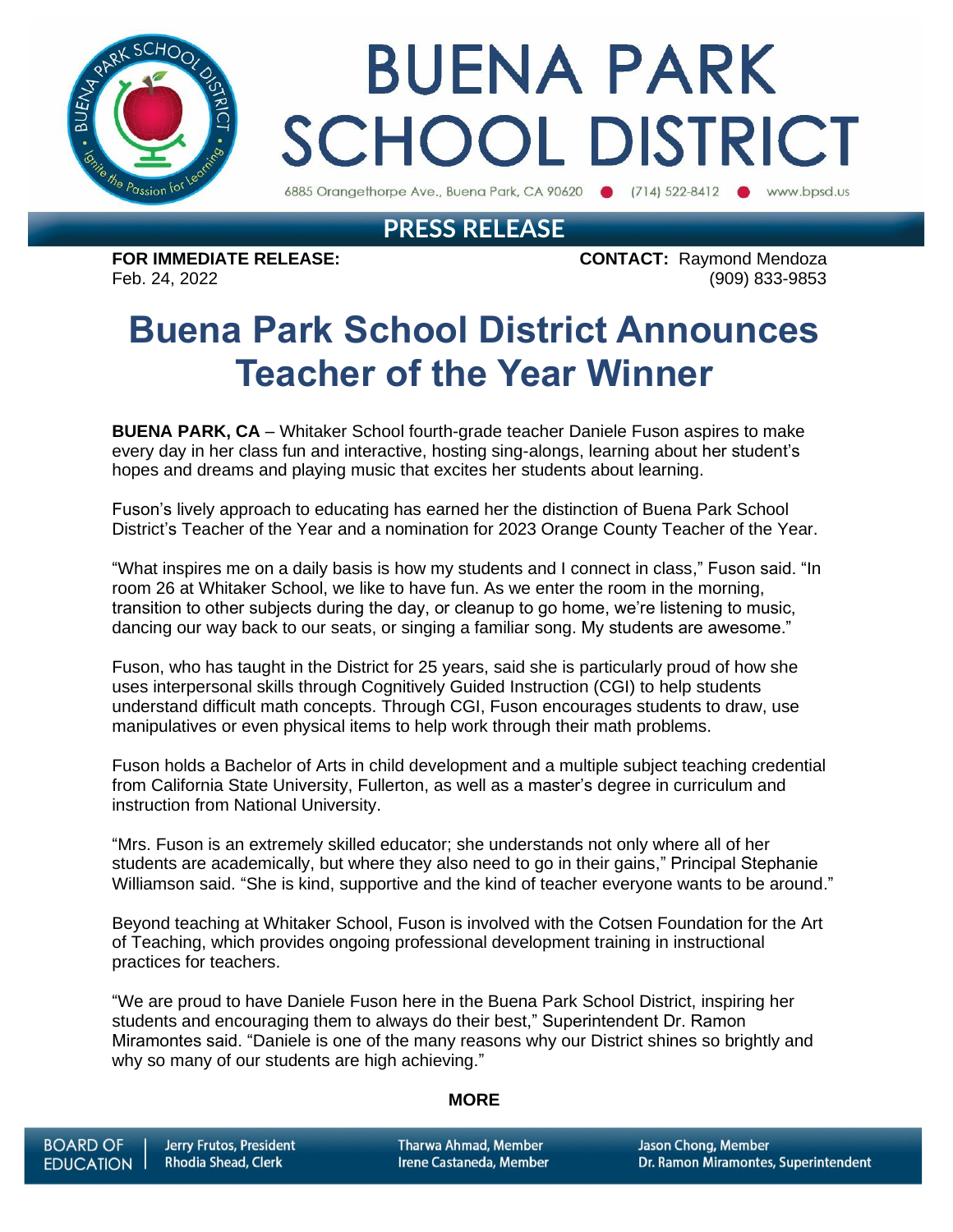# BUENA PARK SCHOOL DISTRICT

6885 Orangethorpe Ave., Buena Park, CA 90620 ● (714) 522-8412 ● www.bpsd.us

## PRESS RELEASE

**FOR IMMEDIATE RELEASE:**
Feb. 24, 2022

**CONTACT:** Raymond Mendoza
(909) 833-9853

# Buena Park School District Announces Teacher of the Year Winner

**BUENA PARK, CA** – Whitaker School fourth-grade teacher Daniele Fuson aspires to make every day in her class fun and interactive, hosting sing-alongs, learning about her student's hopes and dreams and playing music that excites her students about learning.

Fuson's lively approach to educating has earned her the distinction of Buena Park School District's Teacher of the Year and a nomination for 2023 Orange County Teacher of the Year.

"What inspires me on a daily basis is how my students and I connect in class," Fuson said. "In room 26 at Whitaker School, we like to have fun. As we enter the room in the morning, transition to other subjects during the day, or cleanup to go home, we're listening to music, dancing our way back to our seats, or singing a familiar song. My students are awesome."

Fuson, who has taught in the District for 25 years, said she is particularly proud of how she uses interpersonal skills through Cognitively Guided Instruction (CGI) to help students understand difficult math concepts. Through CGI, Fuson encourages students to draw, use manipulatives or even physical items to help work through their math problems.

Fuson holds a Bachelor of Arts in child development and a multiple subject teaching credential from California State University, Fullerton, as well as a master's degree in curriculum and instruction from National University.

"Mrs. Fuson is an extremely skilled educator; she understands not only where all of her students are academically, but where they also need to go in their gains," Principal Stephanie Williamson said. "She is kind, supportive and the kind of teacher everyone wants to be around."

Beyond teaching at Whitaker School, Fuson is involved with the Cotsen Foundation for the Art of Teaching, which provides ongoing professional development training in instructional practices for teachers.

"We are proud to have Daniele Fuson here in the Buena Park School District, inspiring her students and encouraging them to always do their best," Superintendent Dr. Ramon Miramontes said. "Daniele is one of the many reasons why our District shines so brightly and why so many of our students are high achieving."

**MORE**

BOARD OF EDUCATION | Jerry Frutos, President | Rhodia Shead, Clerk | Tharwa Ahmad, Member | Irene Castaneda, Member | Jason Chong, Member | Dr. Ramon Miramontes, Superintendent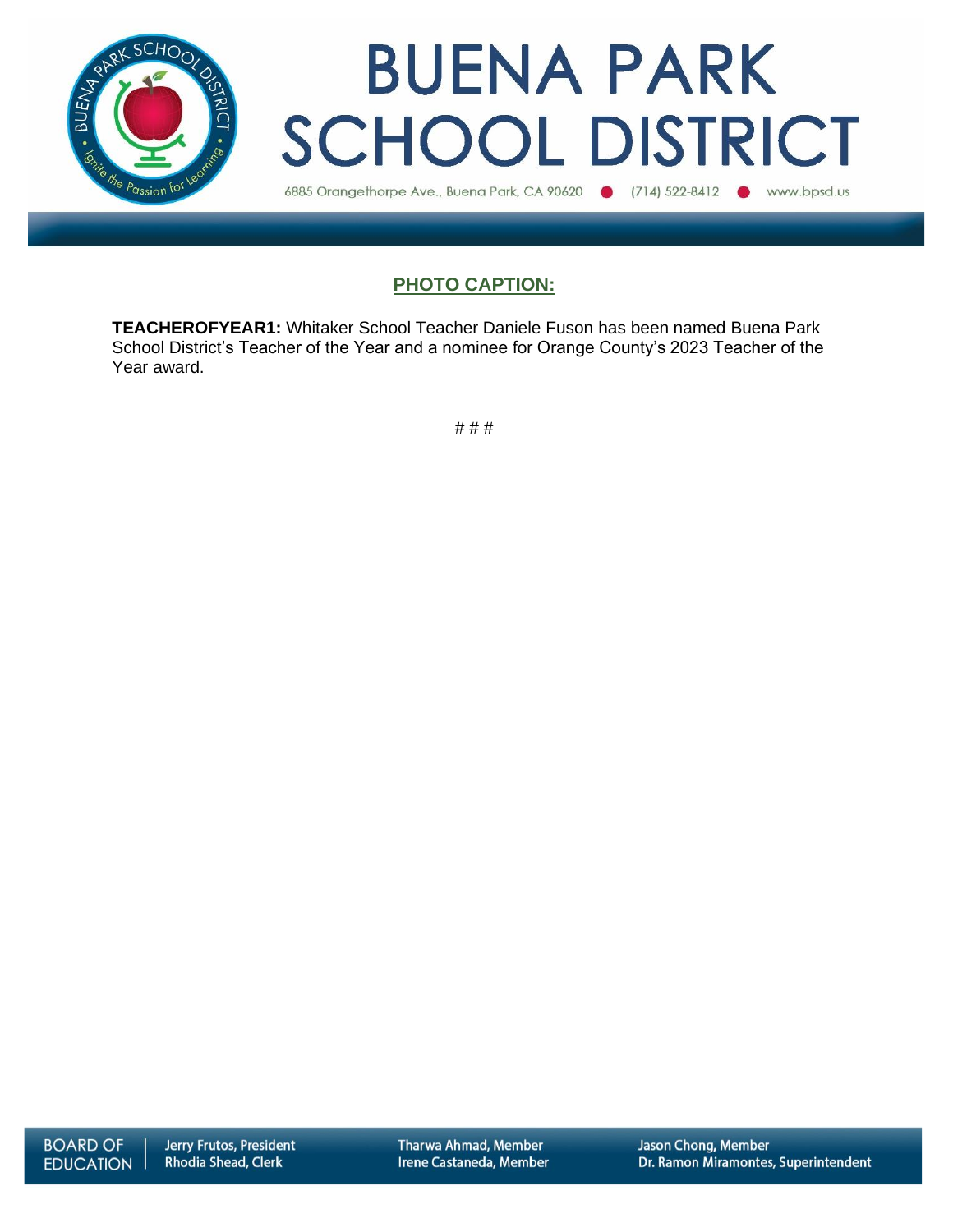# BUENA PARK SCHOOL DISTRICT

6885 Orangethorpe Ave., Buena Park, CA 90620 ● (714) 522-8412 ● www.bpsd.us

## PHOTO CAPTION:

**TEACHEROFYEAR1:** Whitaker School Teacher Daniele Fuson has been named Buena Park School District's Teacher of the Year and a nominee for Orange County's 2023 Teacher of the Year award.

# # #

BOARD OF EDUCATION | Jerry Frutos, President | Rhodia Shead, Clerk | Tharwa Ahmad, Member | Irene Castaneda, Member | Jason Chong, Member | Dr. Ramon Miramontes, Superintendent